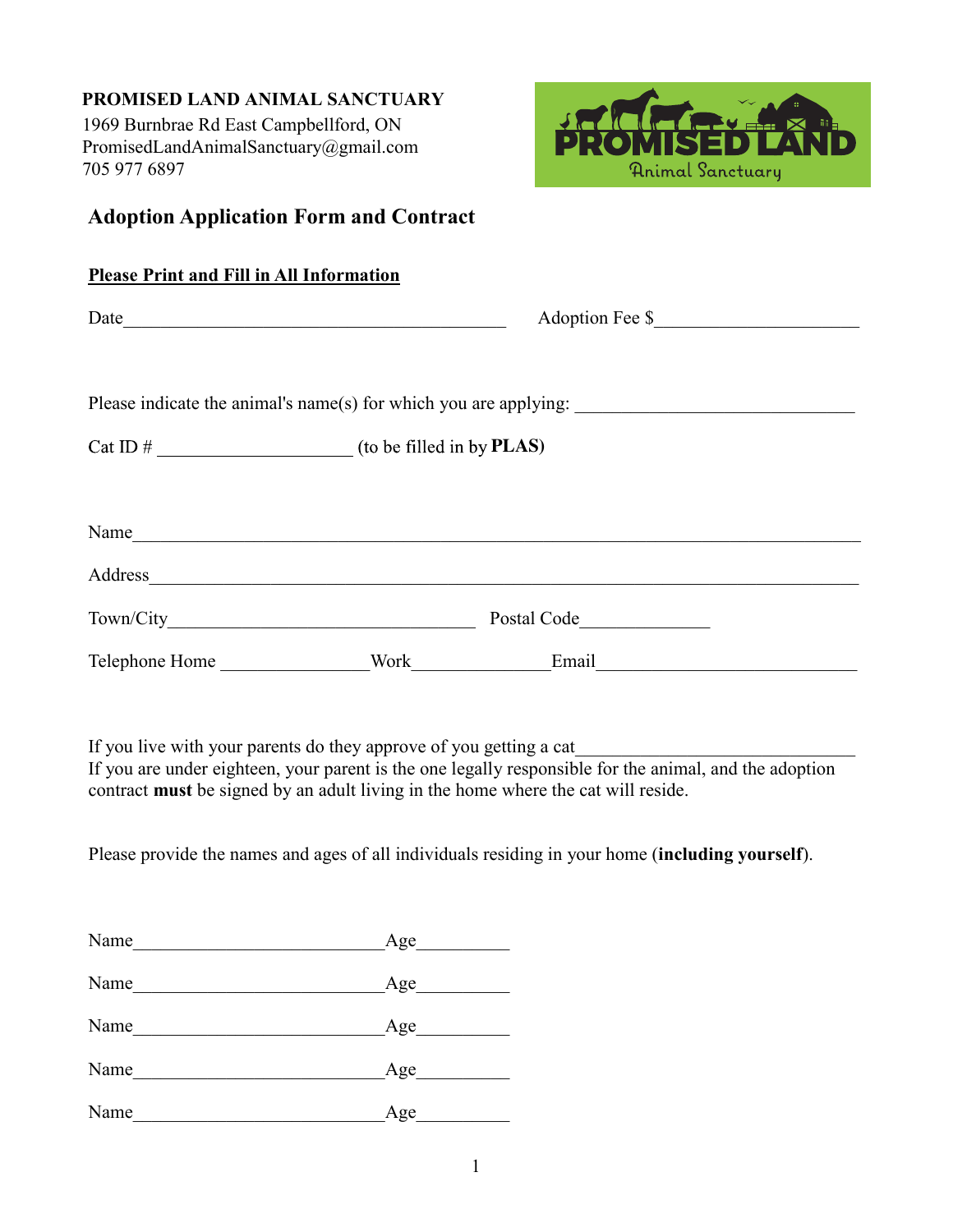**PROMISED LAND ANIMAL SANCTUARY**
1969 Burnbrae Rd East Campbellford, ON
PromisedLandAnimalSanctuary@gmail.com
705 977 6897

## Adoption Application Form and Contract

**Please Print and Fill in All Information**

Date__________________________________________ Adoption Fee $_____________________

Please indicate the animal's name(s) for which you are applying: ____________________________

Cat ID # ____________________ (to be filled in by **PLAS)**

Name_____________________________________________________________________________

Address___________________________________________________________________________

Town/City_________________________________ Postal Code_____________

Telephone Home _______________Work______________Email____________________________

If you live with your parents do they approve of you getting a cat____________________________
If you are under eighteen, your parent is the one legally responsible for the animal, and the adoption contract **must** be signed by an adult living in the home where the cat will reside.

Please provide the names and ages of all individuals residing in your home (**including yourself**).

Name___________________________Age_________

Name___________________________Age_________

Name___________________________Age_________

Name___________________________Age_________

Name___________________________Age_________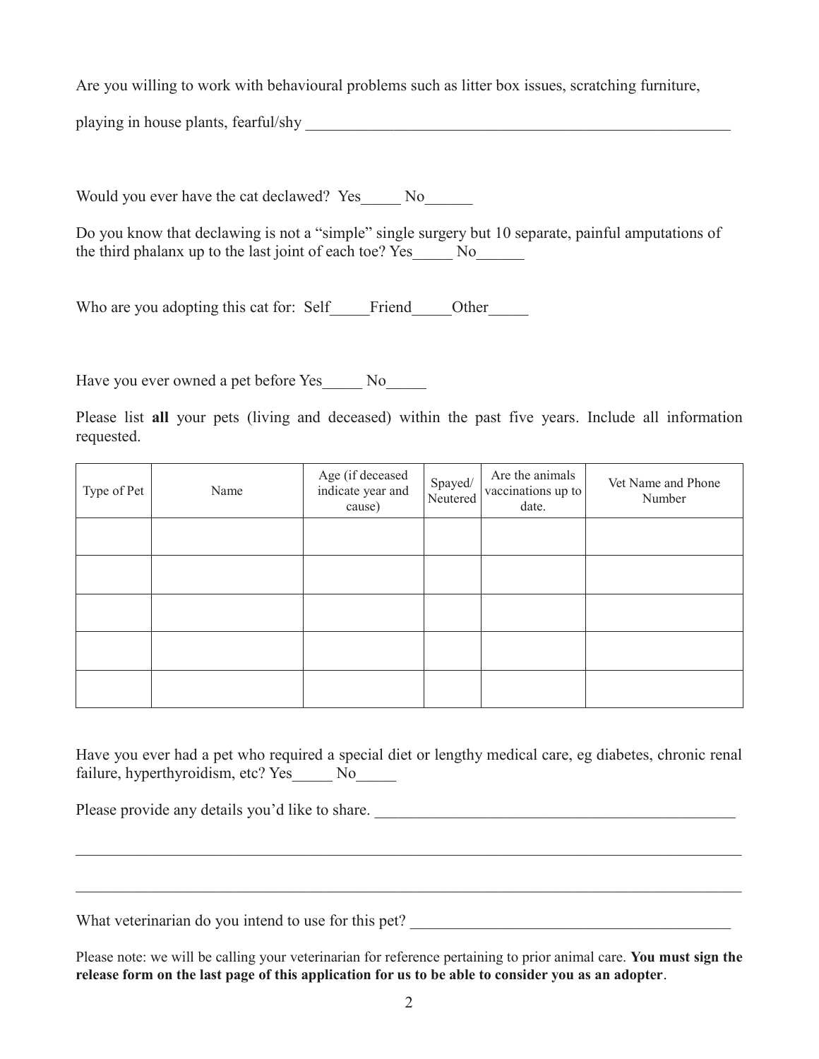Are you willing to work with behavioural problems such as litter box issues, scratching furniture, playing in house plants, fearful/shy ________________________________________________________

Would you ever have the cat declawed? Yes_____ No______

Do you know that declawing is not a "simple" single surgery but 10 separate, painful amputations of the third phalanx up to the last joint of each toe? Yes_____ No______

Who are you adopting this cat for: Self_____Friend_____Other_____

Have you ever owned a pet before Yes_____ No_____

Please list **all** your pets (living and deceased) within the past five years. Include all information requested.

| Type of Pet | Name | Age (if deceased indicate year and cause) | Spayed/ Neutered | Are the animals vaccinations up to date. | Vet Name and Phone Number |
|---|---|---|---|---|---|
| | | | | | |
| | | | | | |
| | | | | | |
| | | | | | |
| | | | | | |

Have you ever had a pet who required a special diet or lengthy medical care, eg diabetes, chronic renal failure, hyperthyroidism, etc? Yes_____ No_____

Please provide any details you'd like to share. _____________________________________________

_________________________________________________________________________________________

_________________________________________________________________________________________

What veterinarian do you intend to use for this pet? _________________________________________

Please note: we will be calling your veterinarian for reference pertaining to prior animal care. **You must sign the release form on the last page of this application for us to be able to consider you as an adopter**.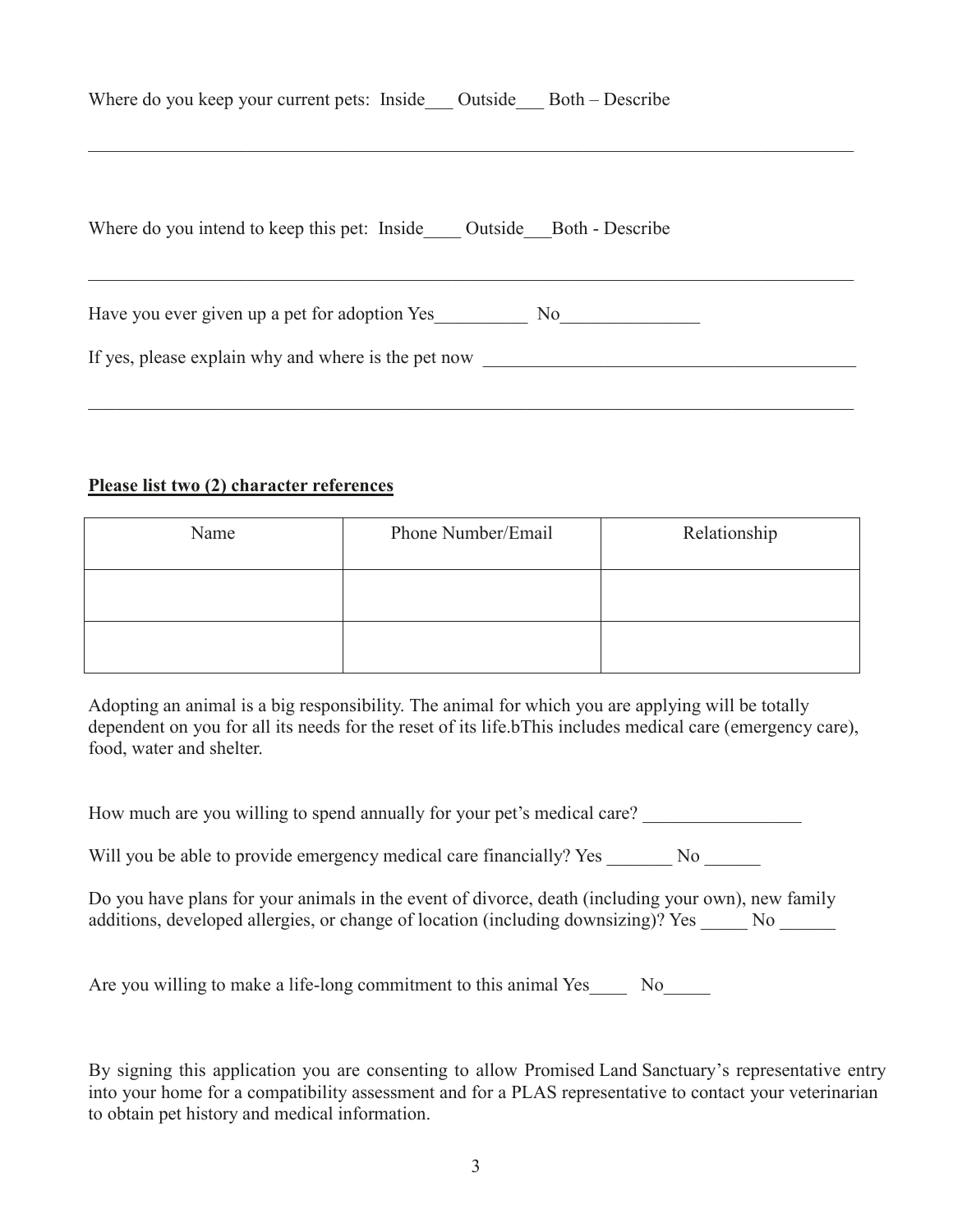Where do you keep your current pets: Inside___ Outside___ Both – Describe

_______________________________________________________________________________

Where do you intend to keep this pet: Inside____ Outside___Both - Describe

_______________________________________________________________________________

Have you ever given up a pet for adoption Yes__________ No_______________

If yes, please explain why and where is the pet now ________________________________________

_______________________________________________________________________________

**Please list two (2) character references**

| Name | Phone Number/Email | Relationship |
|---|---|---|
| | | |
| | | |

Adopting an animal is a big responsibility. The animal for which you are applying will be totally dependent on you for all its needs for the reset of its life.bThis includes medical care (emergency care), food, water and shelter.

How much are you willing to spend annually for your pet's medical care? _________________

Will you be able to provide emergency medical care financially? Yes _______ No ______

Do you have plans for your animals in the event of divorce, death (including your own), new family additions, developed allergies, or change of location (including downsizing)? Yes _____ No ______

Are you willing to make a life-long commitment to this animal Yes____ No_____

By signing this application you are consenting to allow Promised Land Sanctuary's representative entry into your home for a compatibility assessment and for a PLAS representative to contact your veterinarian to obtain pet history and medical information.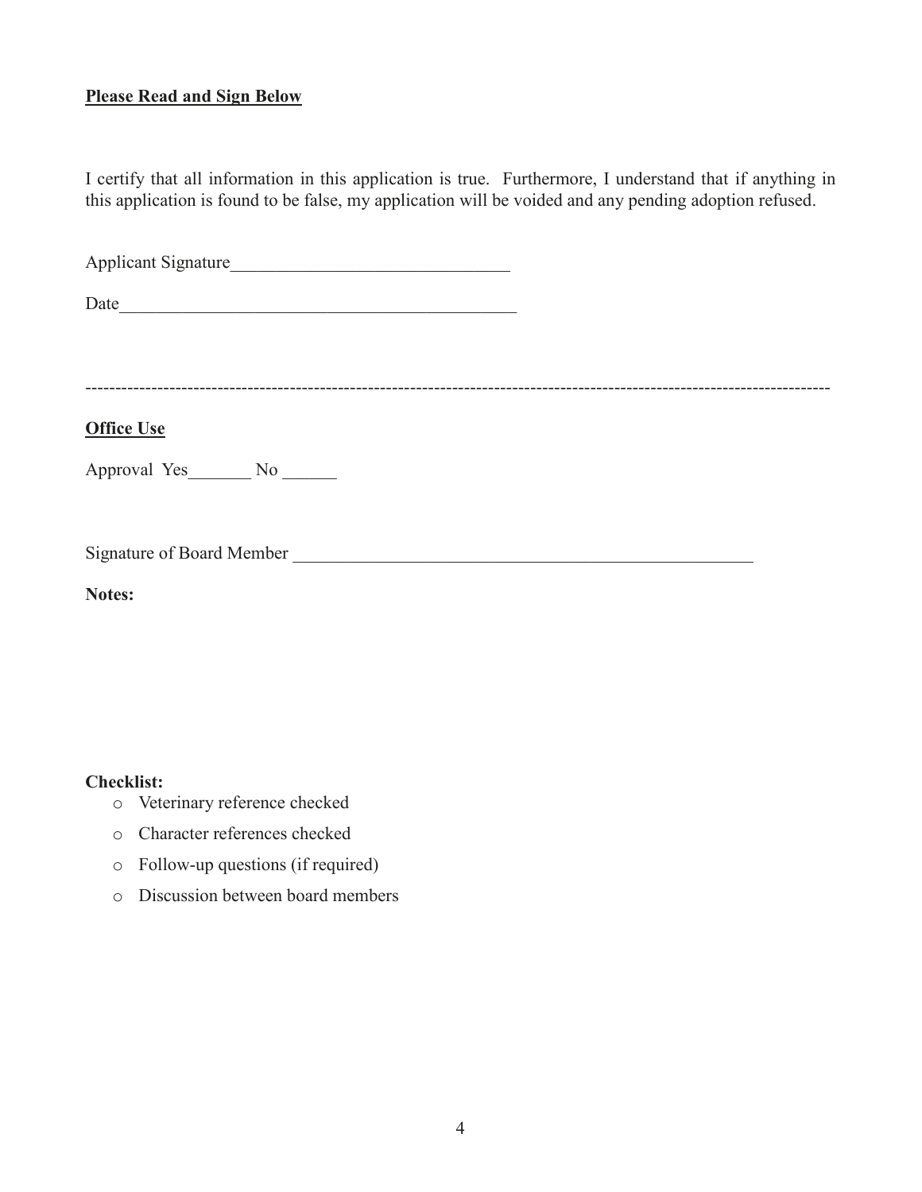**Please Read and Sign Below**

I certify that all information in this application is true. Furthermore, I understand that if anything in this application is found to be false, my application will be voided and any pending adoption refused.

Applicant Signature______________________________

Date____________________________________________

---

**Office Use**

Approval Yes_______ No ______

Signature of Board Member _____________________________________________________

**Notes:**

**Checklist:**

- Veterinary reference checked
- Character references checked
- Follow-up questions (if required)
- Discussion between board members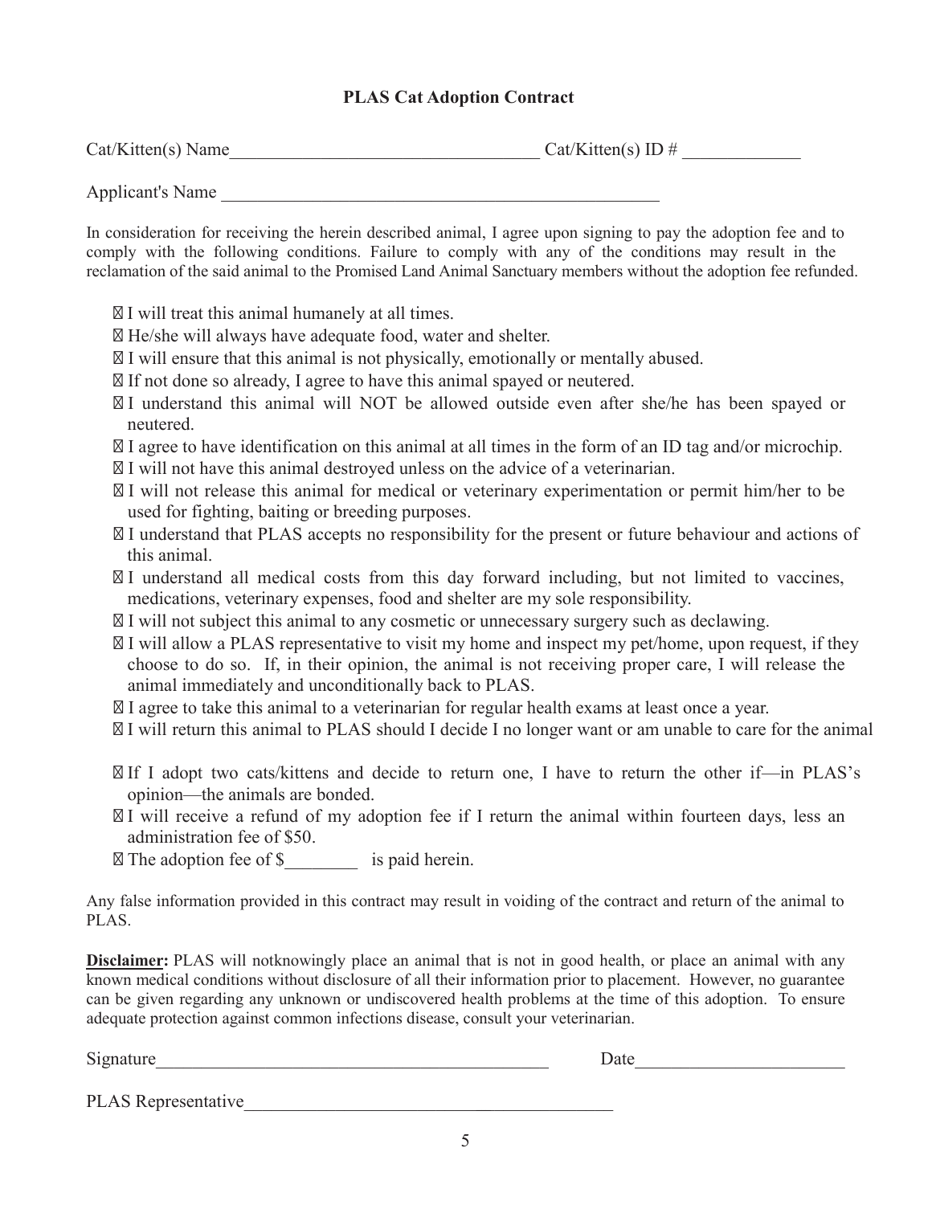# PLAS Cat Adoption Contract

Cat/Kitten(s) Name\_\_\_\_\_\_\_\_\_\_\_\_\_\_\_\_\_\_\_\_\_\_\_\_\_\_\_\_\_\_\_\_\_\_ Cat/Kitten(s) ID # \_\_\_\_\_\_\_\_\_\_\_\_\_

Applicant's Name \_\_\_\_\_\_\_\_\_\_\_\_\_\_\_\_\_\_\_\_\_\_\_\_\_\_\_\_\_\_\_\_\_\_\_\_\_\_\_\_\_\_\_\_\_\_\_\_\_

In consideration for receiving the herein described animal, I agree upon signing to pay the adoption fee and to comply with the following conditions. Failure to comply with any of the conditions may result in the reclamation of the said animal to the Promised Land Animal Sanctuary members without the adoption fee refunded.

- I will treat this animal humanely at all times.
- He/she will always have adequate food, water and shelter.
- I will ensure that this animal is not physically, emotionally or mentally abused.
- If not done so already, I agree to have this animal spayed or neutered.
- I understand this animal will NOT be allowed outside even after she/he has been spayed or neutered.
- I agree to have identification on this animal at all times in the form of an ID tag and/or microchip.
- I will not have this animal destroyed unless on the advice of a veterinarian.
- I will not release this animal for medical or veterinary experimentation or permit him/her to be used for fighting, baiting or breeding purposes.
- I understand that PLAS accepts no responsibility for the present or future behaviour and actions of this animal.
- I understand all medical costs from this day forward including, but not limited to vaccines, medications, veterinary expenses, food and shelter are my sole responsibility.
- I will not subject this animal to any cosmetic or unnecessary surgery such as declawing.
- I will allow a PLAS representative to visit my home and inspect my pet/home, upon request, if they choose to do so. If, in their opinion, the animal is not receiving proper care, I will release the animal immediately and unconditionally back to PLAS.
- I agree to take this animal to a veterinarian for regular health exams at least once a year.
- I will return this animal to PLAS should I decide I no longer want or am unable to care for the animal
- If I adopt two cats/kittens and decide to return one, I have to return the other if—in PLAS's opinion—the animals are bonded.
- I will receive a refund of my adoption fee if I return the animal within fourteen days, less an administration fee of $50.
- The adoption fee of $\_\_\_\_\_\_\_\_ is paid herein.

Any false information provided in this contract may result in voiding of the contract and return of the animal to PLAS.

**Disclaimer:** PLAS will notknowingly place an animal that is not in good health, or place an animal with any known medical conditions without disclosure of all their information prior to placement. However, no guarantee can be given regarding any unknown or undiscovered health problems at the time of this adoption. To ensure adequate protection against common infections disease, consult your veterinarian.

Signature\_\_\_\_\_\_\_\_\_\_\_\_\_\_\_\_\_\_\_\_\_\_\_\_\_\_\_\_\_\_\_\_\_\_\_\_\_\_\_\_\_\_\_\_ Date\_\_\_\_\_\_\_\_\_\_\_\_\_\_\_\_\_\_\_\_\_\_\_

PLAS Representative\_\_\_\_\_\_\_\_\_\_\_\_\_\_\_\_\_\_\_\_\_\_\_\_\_\_\_\_\_\_\_\_\_\_\_\_\_\_\_\_\_\_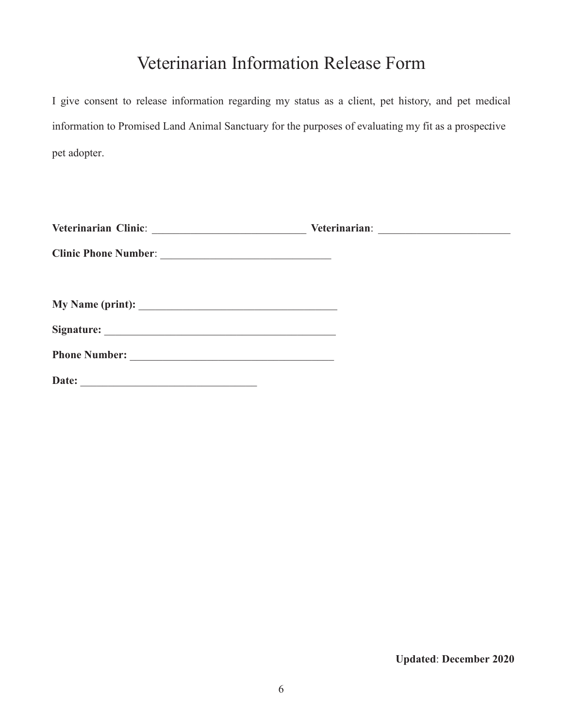# Veterinarian Information Release Form

I give consent to release information regarding my status as a client, pet history, and pet medical information to Promised Land Animal Sanctuary for the purposes of evaluating my fit as a prospective pet adopter.

**Veterinarian Clinic**: ____________________________ **Veterinarian**: ________________________

**Clinic Phone Number**: _______________________________

**My Name (print):** ____________________________________

**Signature:** ___________________________________________

**Phone Number:** ____________________________________

**Date:** ________________________________

**Updated**: **December 2020**